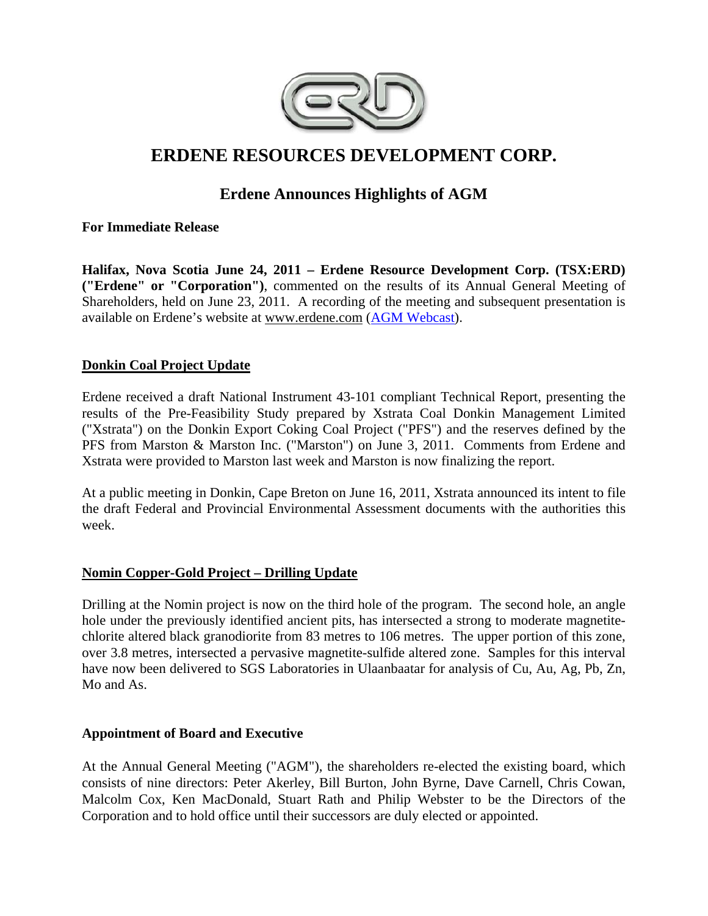# ERDENE RESOURCES DEVELOPMENT CORP.

## Erdene Announces Highlights of AGM

**For Immediate Release**

**Halifax, Nova Scotia June 24, 2011 – Erdene Resource Development Corp. (TSX:ERD) ("Erdene" or "Corporation")**, commented on the results of its Annual General Meeting of Shareholders, held on June 23, 2011. A recording of the meeting and subsequent presentation is available on Erdene's website at www.erdene.com (AGM Webcast).

### Donkin Coal Project Update

Erdene received a draft National Instrument 43-101 compliant Technical Report, presenting the results of the Pre-Feasibility Study prepared by Xstrata Coal Donkin Management Limited ("Xstrata") on the Donkin Export Coking Coal Project ("PFS") and the reserves defined by the PFS from Marston & Marston Inc. ("Marston") on June 3, 2011. Comments from Erdene and Xstrata were provided to Marston last week and Marston is now finalizing the report.

At a public meeting in Donkin, Cape Breton on June 16, 2011, Xstrata announced its intent to file the draft Federal and Provincial Environmental Assessment documents with the authorities this week.

### Nomin Copper-Gold Project – Drilling Update

Drilling at the Nomin project is now on the third hole of the program. The second hole, an angle hole under the previously identified ancient pits, has intersected a strong to moderate magnetite-chlorite altered black granodiorite from 83 metres to 106 metres. The upper portion of this zone, over 3.8 metres, intersected a pervasive magnetite-sulfide altered zone. Samples for this interval have now been delivered to SGS Laboratories in Ulaanbaatar for analysis of Cu, Au, Ag, Pb, Zn, Mo and As.

### Appointment of Board and Executive

At the Annual General Meeting ("AGM"), the shareholders re-elected the existing board, which consists of nine directors: Peter Akerley, Bill Burton, John Byrne, Dave Carnell, Chris Cowan, Malcolm Cox, Ken MacDonald, Stuart Rath and Philip Webster to be the Directors of the Corporation and to hold office until their successors are duly elected or appointed.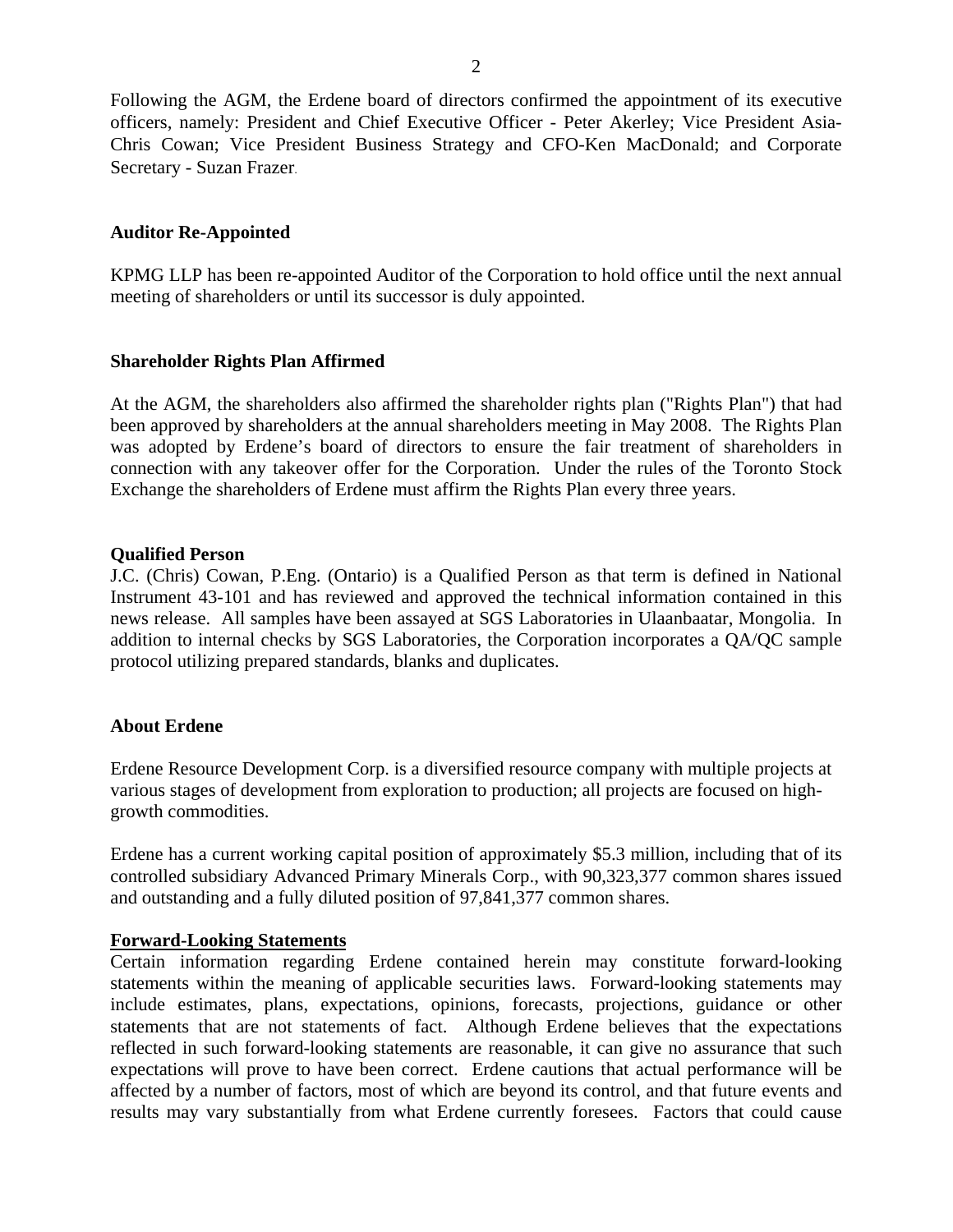Following the AGM, the Erdene board of directors confirmed the appointment of its executive officers, namely: President and Chief Executive Officer - Peter Akerley; Vice President Asia-Chris Cowan; Vice President Business Strategy and CFO-Ken MacDonald; and Corporate Secretary - Suzan Frazer.

**Auditor Re-Appointed**

KPMG LLP has been re-appointed Auditor of the Corporation to hold office until the next annual meeting of shareholders or until its successor is duly appointed.

**Shareholder Rights Plan Affirmed**

At the AGM, the shareholders also affirmed the shareholder rights plan ("Rights Plan") that had been approved by shareholders at the annual shareholders meeting in May 2008. The Rights Plan was adopted by Erdene's board of directors to ensure the fair treatment of shareholders in connection with any takeover offer for the Corporation. Under the rules of the Toronto Stock Exchange the shareholders of Erdene must affirm the Rights Plan every three years.

**Qualified Person**

J.C. (Chris) Cowan, P.Eng. (Ontario) is a Qualified Person as that term is defined in National Instrument 43-101 and has reviewed and approved the technical information contained in this news release. All samples have been assayed at SGS Laboratories in Ulaanbaatar, Mongolia. In addition to internal checks by SGS Laboratories, the Corporation incorporates a QA/QC sample protocol utilizing prepared standards, blanks and duplicates.

**About Erdene**

Erdene Resource Development Corp. is a diversified resource company with multiple projects at various stages of development from exploration to production; all projects are focused on high-growth commodities.

Erdene has a current working capital position of approximately $5.3 million, including that of its controlled subsidiary Advanced Primary Minerals Corp., with 90,323,377 common shares issued and outstanding and a fully diluted position of 97,841,377 common shares.

**Forward-Looking Statements**

Certain information regarding Erdene contained herein may constitute forward-looking statements within the meaning of applicable securities laws. Forward-looking statements may include estimates, plans, expectations, opinions, forecasts, projections, guidance or other statements that are not statements of fact. Although Erdene believes that the expectations reflected in such forward-looking statements are reasonable, it can give no assurance that such expectations will prove to have been correct. Erdene cautions that actual performance will be affected by a number of factors, most of which are beyond its control, and that future events and results may vary substantially from what Erdene currently foresees. Factors that could cause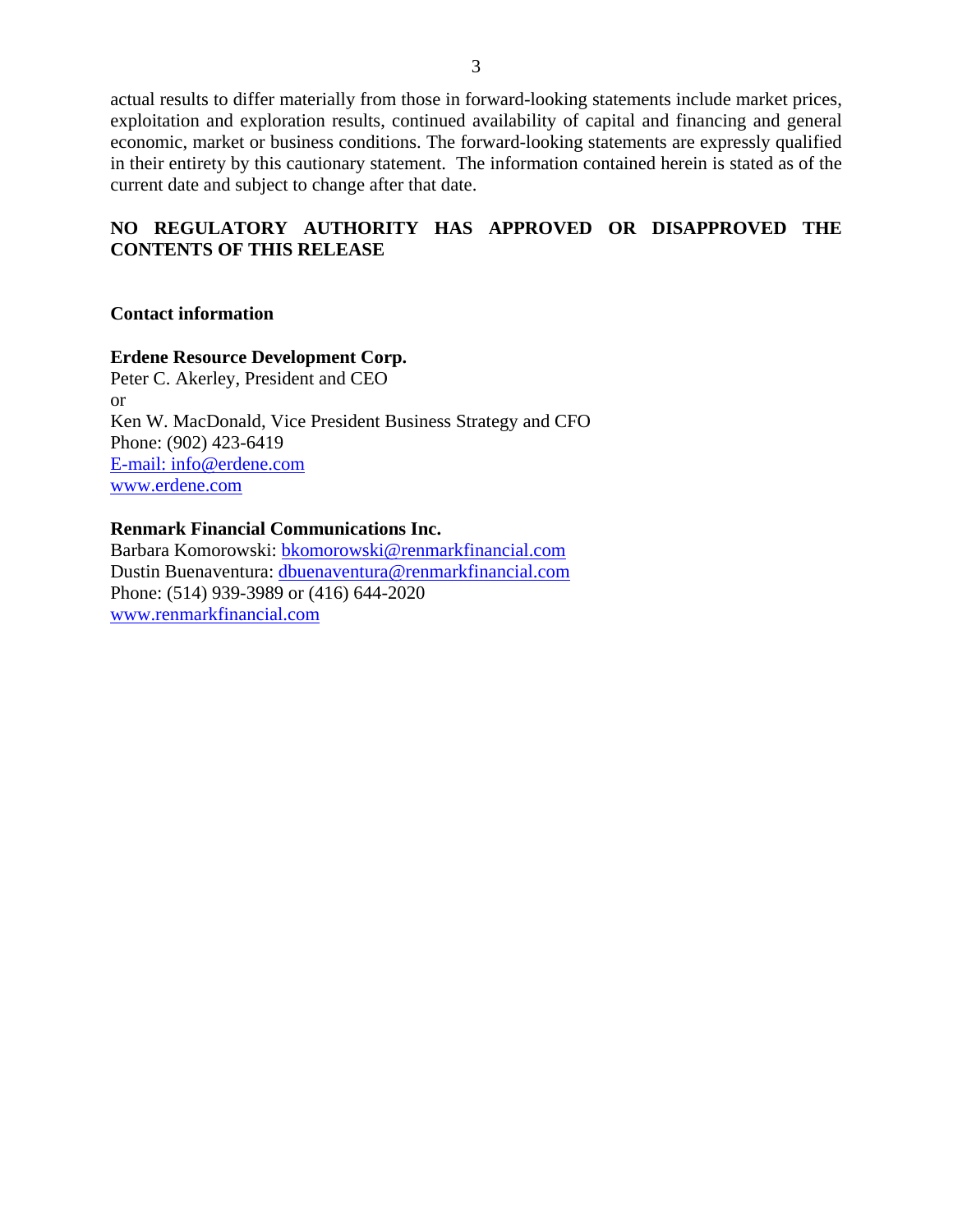actual results to differ materially from those in forward-looking statements include market prices, exploitation and exploration results, continued availability of capital and financing and general economic, market or business conditions. The forward-looking statements are expressly qualified in their entirety by this cautionary statement. The information contained herein is stated as of the current date and subject to change after that date.

**NO REGULATORY AUTHORITY HAS APPROVED OR DISAPPROVED THE CONTENTS OF THIS RELEASE**

**Contact information**

**Erdene Resource Development Corp.**
Peter C. Akerley, President and CEO
or
Ken W. MacDonald, Vice President Business Strategy and CFO
Phone: (902) 423-6419
E-mail: info@erdene.com
www.erdene.com

**Renmark Financial Communications Inc.**
Barbara Komorowski: bkomorowski@renmarkfinancial.com
Dustin Buenaventura: dbuenaventura@renmarkfinancial.com
Phone: (514) 939-3989 or (416) 644-2020
www.renmarkfinancial.com